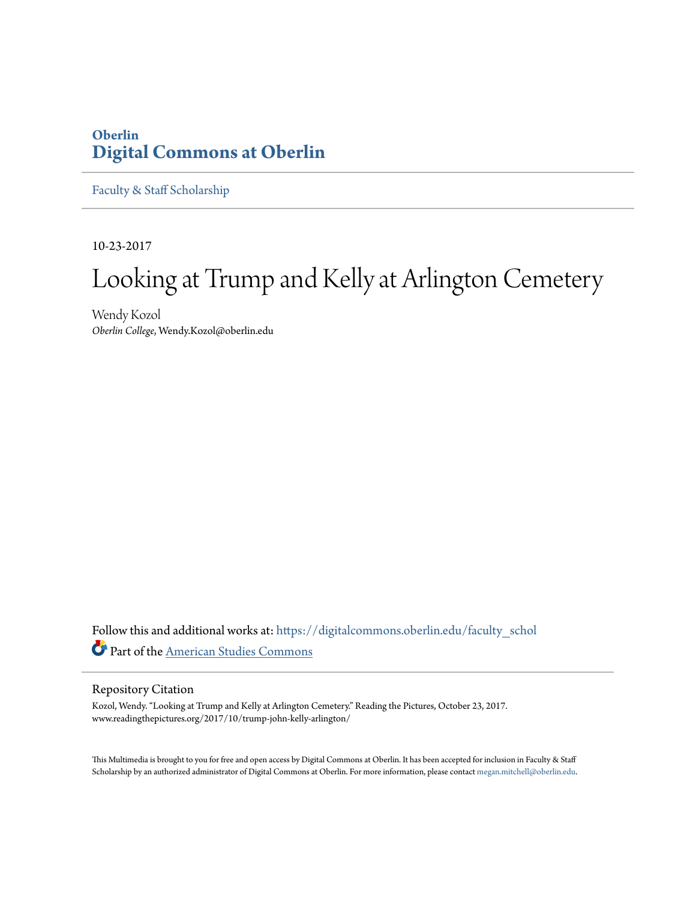Oberlin
**Digital Commons at Oberlin**

---

Faculty & Staff Scholarship

---

10-23-2017

# Looking at Trump and Kelly at Arlington Cemetery

Wendy Kozol
*Oberlin College*, Wendy.Kozol@oberlin.edu

Follow this and additional works at: https://digitalcommons.oberlin.edu/faculty_schol

Part of the American Studies Commons

---

## Repository Citation

Kozol, Wendy. "Looking at Trump and Kelly at Arlington Cemetery." Reading the Pictures, October 23, 2017. www.readingthepictures.org/2017/10/trump-john-kelly-arlington/

This Multimedia is brought to you for free and open access by Digital Commons at Oberlin. It has been accepted for inclusion in Faculty & Staff Scholarship by an authorized administrator of Digital Commons at Oberlin. For more information, please contact megan.mitchell@oberlin.edu.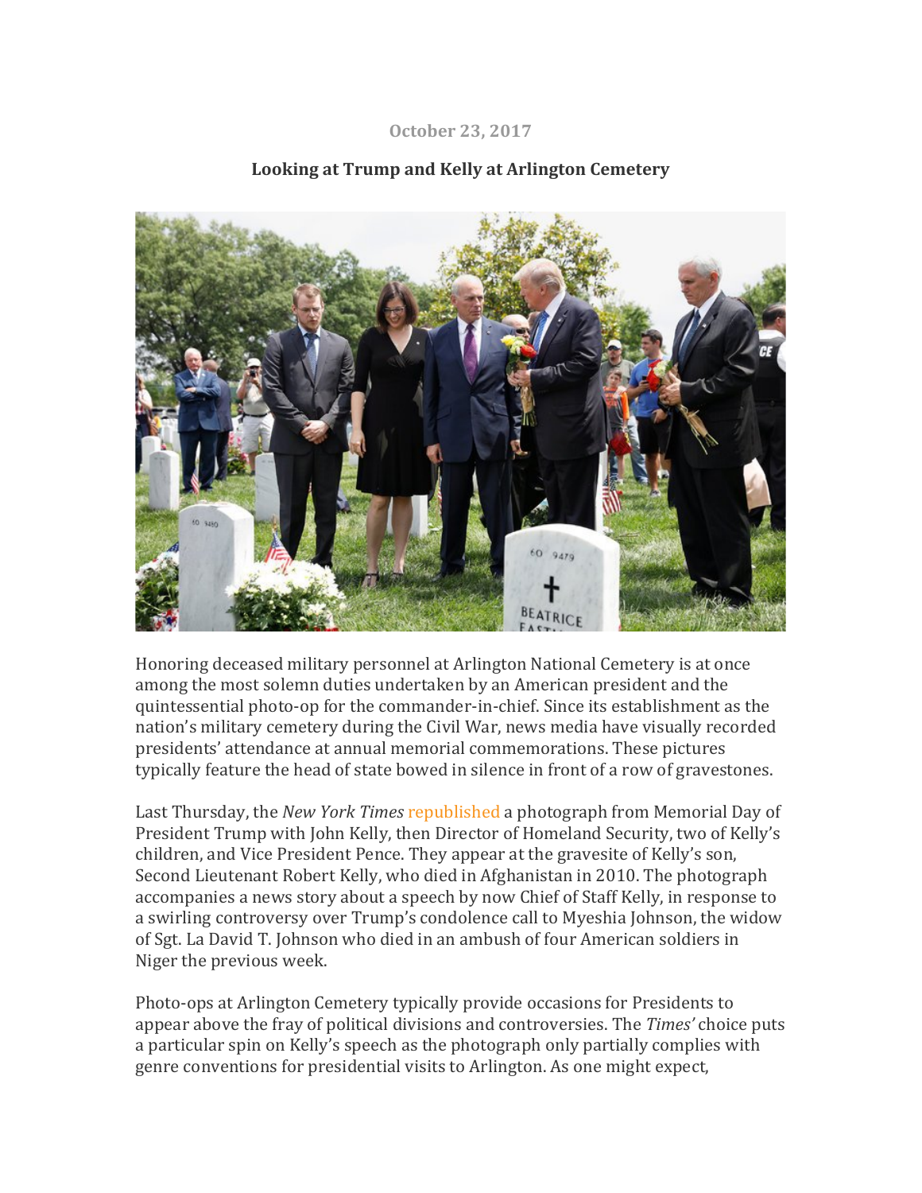October 23, 2017

## Looking at Trump and Kelly at Arlington Cemetery

Honoring deceased military personnel at Arlington National Cemetery is at once among the most solemn duties undertaken by an American president and the quintessential photo-op for the commander-in-chief. Since its establishment as the nation's military cemetery during the Civil War, news media have visually recorded presidents' attendance at annual memorial commemorations. These pictures typically feature the head of state bowed in silence in front of a row of gravestones.

Last Thursday, the *New York Times* republished a photograph from Memorial Day of President Trump with John Kelly, then Director of Homeland Security, two of Kelly's children, and Vice President Pence. They appear at the gravesite of Kelly's son, Second Lieutenant Robert Kelly, who died in Afghanistan in 2010. The photograph accompanies a news story about a speech by now Chief of Staff Kelly, in response to a swirling controversy over Trump's condolence call to Myeshia Johnson, the widow of Sgt. La David T. Johnson who died in an ambush of four American soldiers in Niger the previous week.

Photo-ops at Arlington Cemetery typically provide occasions for Presidents to appear above the fray of political divisions and controversies. The *Times'* choice puts a particular spin on Kelly's speech as the photograph only partially complies with genre conventions for presidential visits to Arlington. As one might expect,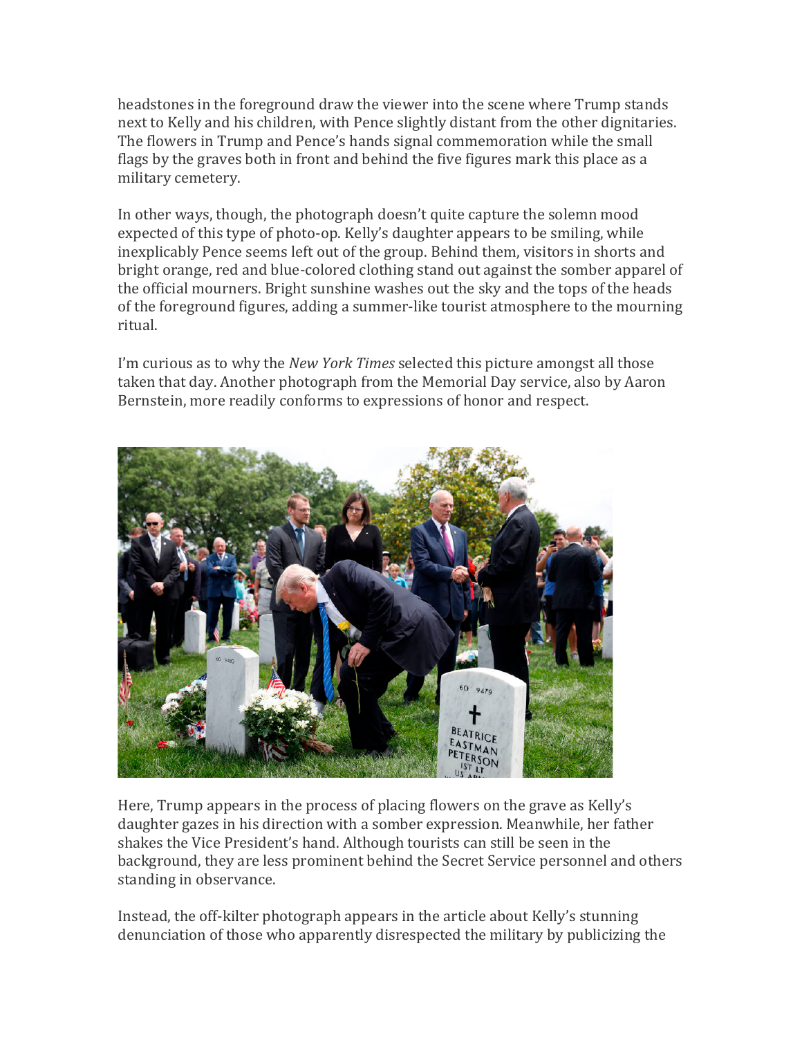headstones in the foreground draw the viewer into the scene where Trump stands next to Kelly and his children, with Pence slightly distant from the other dignitaries. The flowers in Trump and Pence's hands signal commemoration while the small flags by the graves both in front and behind the five figures mark this place as a military cemetery.

In other ways, though, the photograph doesn't quite capture the solemn mood expected of this type of photo-op. Kelly's daughter appears to be smiling, while inexplicably Pence seems left out of the group. Behind them, visitors in shorts and bright orange, red and blue-colored clothing stand out against the somber apparel of the official mourners. Bright sunshine washes out the sky and the tops of the heads of the foreground figures, adding a summer-like tourist atmosphere to the mourning ritual.

I'm curious as to why the *New York Times* selected this picture amongst all those taken that day. Another photograph from the Memorial Day service, also by Aaron Bernstein, more readily conforms to expressions of honor and respect.

Here, Trump appears in the process of placing flowers on the grave as Kelly's daughter gazes in his direction with a somber expression. Meanwhile, her father shakes the Vice President's hand. Although tourists can still be seen in the background, they are less prominent behind the Secret Service personnel and others standing in observance.

Instead, the off-kilter photograph appears in the article about Kelly's stunning denunciation of those who apparently disrespected the military by publicizing the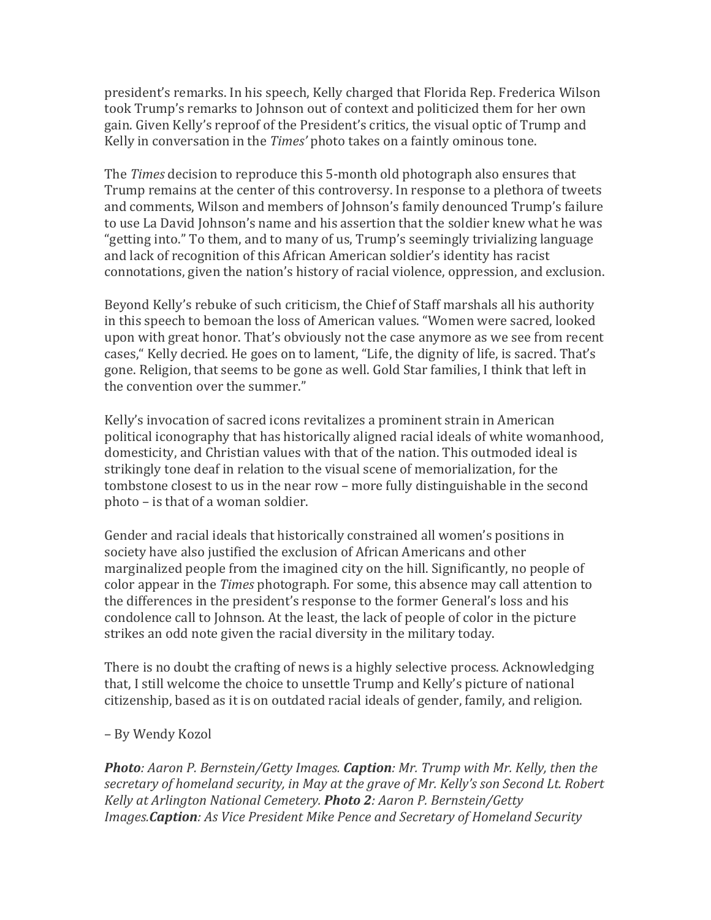president's remarks. In his speech, Kelly charged that Florida Rep. Frederica Wilson took Trump's remarks to Johnson out of context and politicized them for her own gain. Given Kelly's reproof of the President's critics, the visual optic of Trump and Kelly in conversation in the *Times'* photo takes on a faintly ominous tone.

The *Times* decision to reproduce this 5-month old photograph also ensures that Trump remains at the center of this controversy. In response to a plethora of tweets and comments, Wilson and members of Johnson's family denounced Trump's failure to use La David Johnson's name and his assertion that the soldier knew what he was "getting into." To them, and to many of us, Trump's seemingly trivializing language and lack of recognition of this African American soldier's identity has racist connotations, given the nation's history of racial violence, oppression, and exclusion.

Beyond Kelly's rebuke of such criticism, the Chief of Staff marshals all his authority in this speech to bemoan the loss of American values. "Women were sacred, looked upon with great honor. That's obviously not the case anymore as we see from recent cases," Kelly decried. He goes on to lament, "Life, the dignity of life, is sacred. That's gone. Religion, that seems to be gone as well. Gold Star families, I think that left in the convention over the summer."

Kelly's invocation of sacred icons revitalizes a prominent strain in American political iconography that has historically aligned racial ideals of white womanhood, domesticity, and Christian values with that of the nation. This outmoded ideal is strikingly tone deaf in relation to the visual scene of memorialization, for the tombstone closest to us in the near row – more fully distinguishable in the second photo – is that of a woman soldier.

Gender and racial ideals that historically constrained all women's positions in society have also justified the exclusion of African Americans and other marginalized people from the imagined city on the hill. Significantly, no people of color appear in the *Times* photograph. For some, this absence may call attention to the differences in the president's response to the former General's loss and his condolence call to Johnson. At the least, the lack of people of color in the picture strikes an odd note given the racial diversity in the military today.

There is no doubt the crafting of news is a highly selective process. Acknowledging that, I still welcome the choice to unsettle Trump and Kelly's picture of national citizenship, based as it is on outdated racial ideals of gender, family, and religion.

– By Wendy Kozol

***Photo**: Aaron P. Bernstein/Getty Images. **Caption**: Mr. Trump with Mr. Kelly, then the secretary of homeland security, in May at the grave of Mr. Kelly's son Second Lt. Robert Kelly at Arlington National Cemetery. **Photo 2**: Aaron P. Bernstein/Getty Images.**Caption**: As Vice President Mike Pence and Secretary of Homeland Security*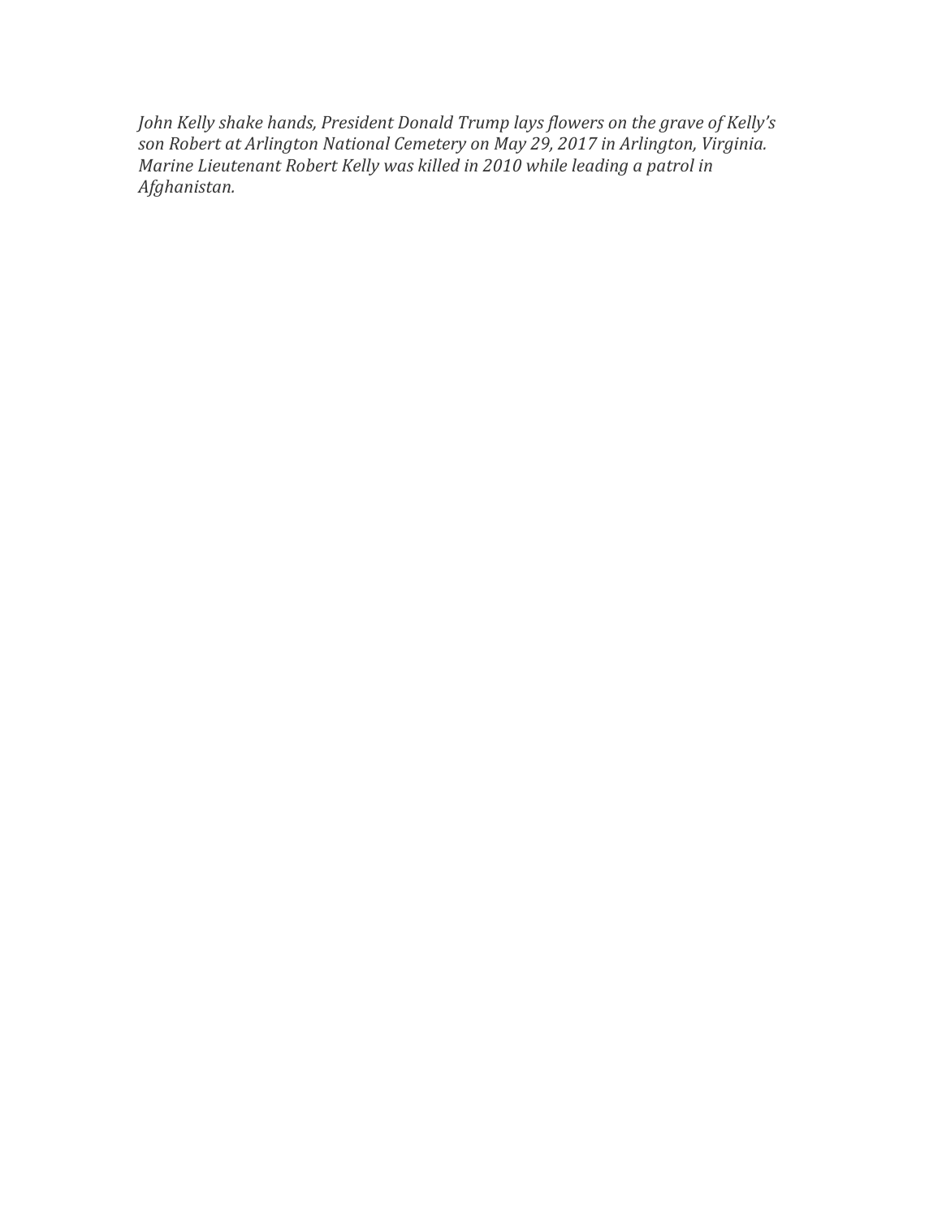*John Kelly shake hands, President Donald Trump lays flowers on the grave of Kelly's son Robert at Arlington National Cemetery on May 29, 2017 in Arlington, Virginia. Marine Lieutenant Robert Kelly was killed in 2010 while leading a patrol in Afghanistan.*